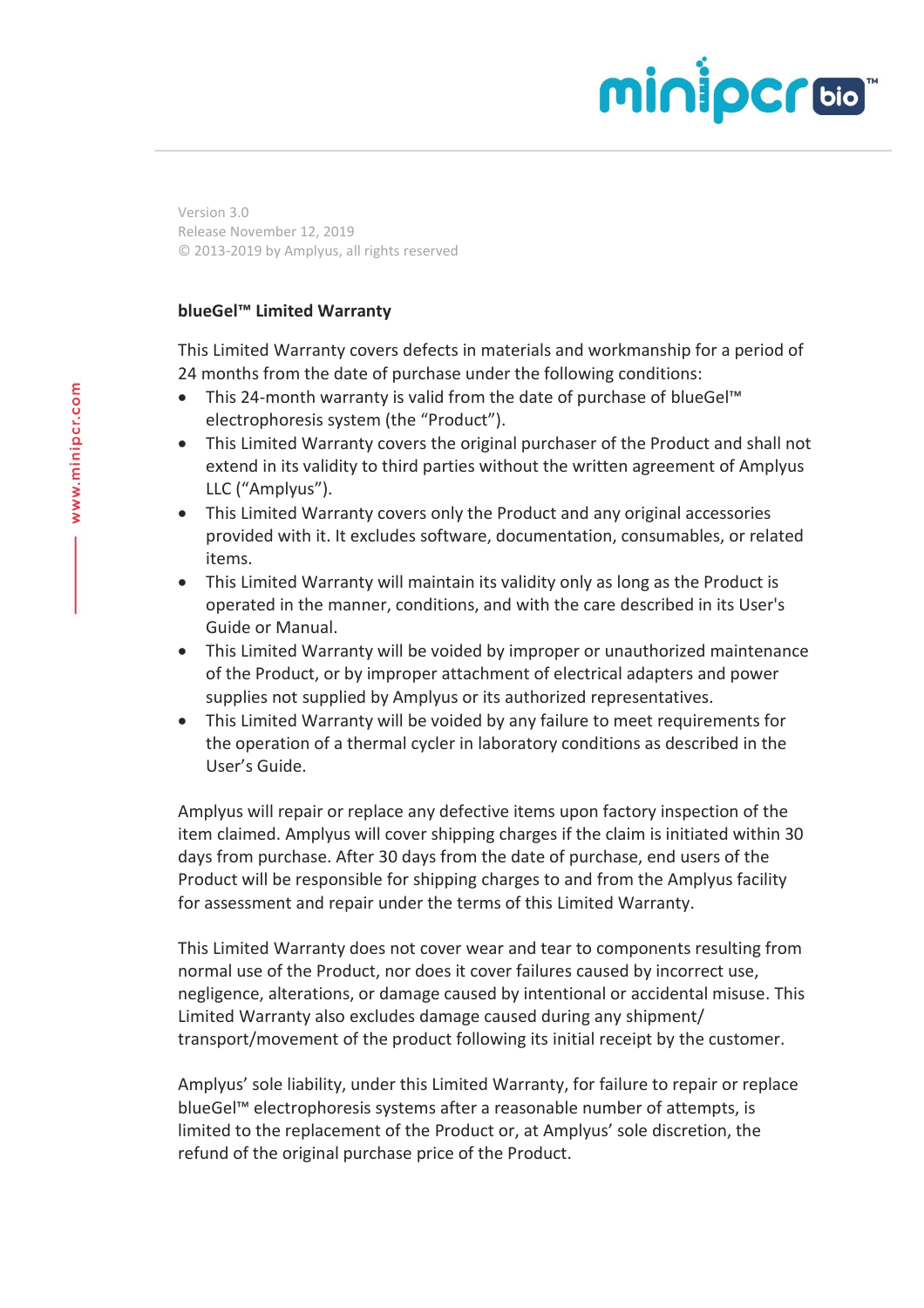Version 3.0
Release November 12, 2019
© 2013-2019 by Amplyus, all rights reserved

**blueGel™ Limited Warranty**

This Limited Warranty covers defects in materials and workmanship for a period of 24 months from the date of purchase under the following conditions:

- This 24-month warranty is valid from the date of purchase of blueGel™ electrophoresis system (the "Product").
- This Limited Warranty covers the original purchaser of the Product and shall not extend in its validity to third parties without the written agreement of Amplyus LLC ("Amplyus").
- This Limited Warranty covers only the Product and any original accessories provided with it. It excludes software, documentation, consumables, or related items.
- This Limited Warranty will maintain its validity only as long as the Product is operated in the manner, conditions, and with the care described in its User's Guide or Manual.
- This Limited Warranty will be voided by improper or unauthorized maintenance of the Product, or by improper attachment of electrical adapters and power supplies not supplied by Amplyus or its authorized representatives.
- This Limited Warranty will be voided by any failure to meet requirements for the operation of a thermal cycler in laboratory conditions as described in the User's Guide.

Amplyus will repair or replace any defective items upon factory inspection of the item claimed. Amplyus will cover shipping charges if the claim is initiated within 30 days from purchase. After 30 days from the date of purchase, end users of the Product will be responsible for shipping charges to and from the Amplyus facility for assessment and repair under the terms of this Limited Warranty.

This Limited Warranty does not cover wear and tear to components resulting from normal use of the Product, nor does it cover failures caused by incorrect use, negligence, alterations, or damage caused by intentional or accidental misuse. This Limited Warranty also excludes damage caused during any shipment/ transport/movement of the product following its initial receipt by the customer.

Amplyus' sole liability, under this Limited Warranty, for failure to repair or replace blueGel™ electrophoresis systems after a reasonable number of attempts, is limited to the replacement of the Product or, at Amplyus' sole discretion, the refund of the original purchase price of the Product.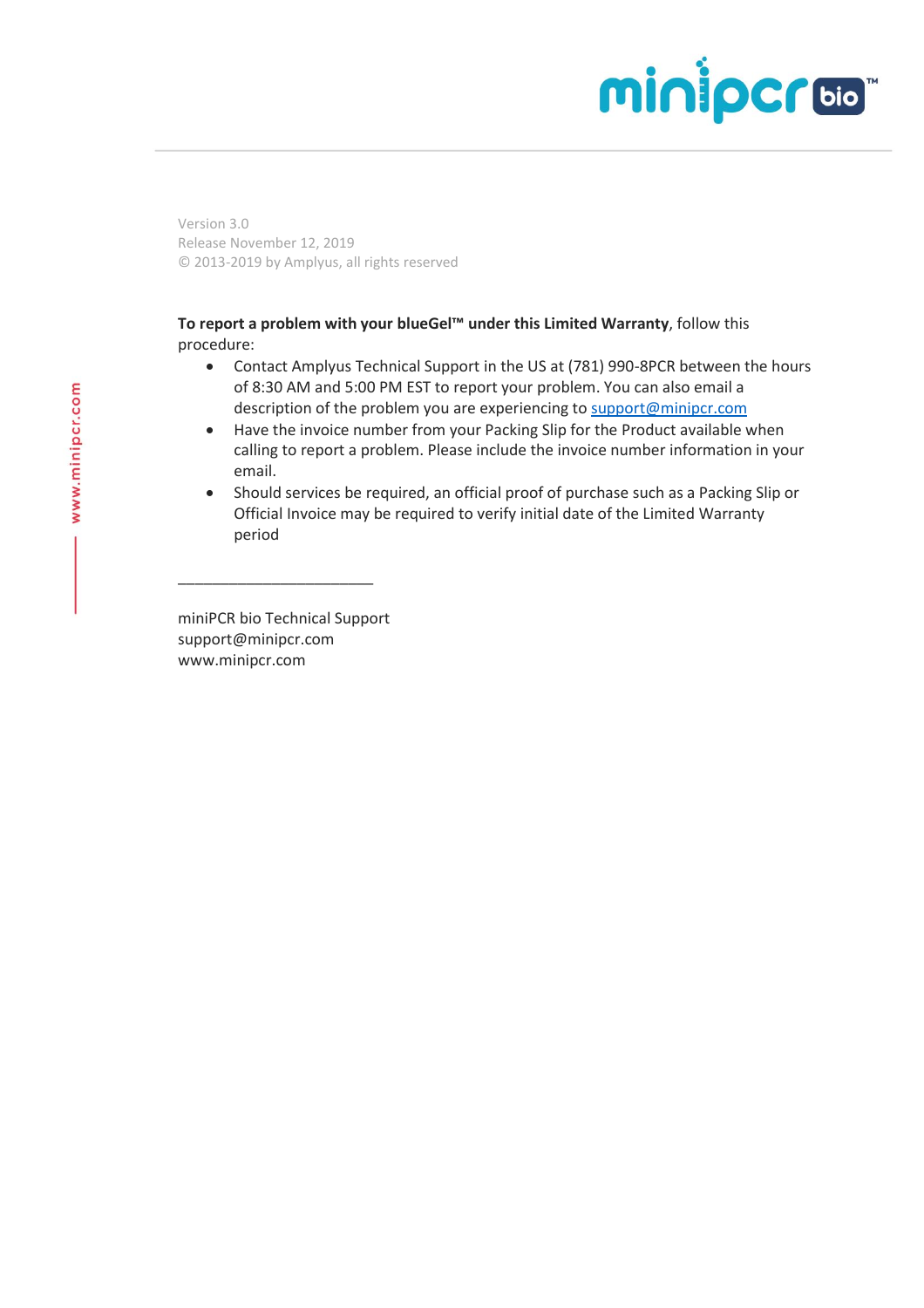Version 3.0
Release November 12, 2019
© 2013-2019 by Amplyus, all rights reserved

**To report a problem with your blueGel™ under this Limited Warranty**, follow this procedure:

- Contact Amplyus Technical Support in the US at (781) 990-8PCR between the hours of 8:30 AM and 5:00 PM EST to report your problem. You can also email a description of the problem you are experiencing to support@minipcr.com
- Have the invoice number from your Packing Slip for the Product available when calling to report a problem. Please include the invoice number information in your email.
- Should services be required, an official proof of purchase such as a Packing Slip or Official Invoice may be required to verify initial date of the Limited Warranty period

________________________

miniPCR bio Technical Support
support@minipcr.com
www.minipcr.com